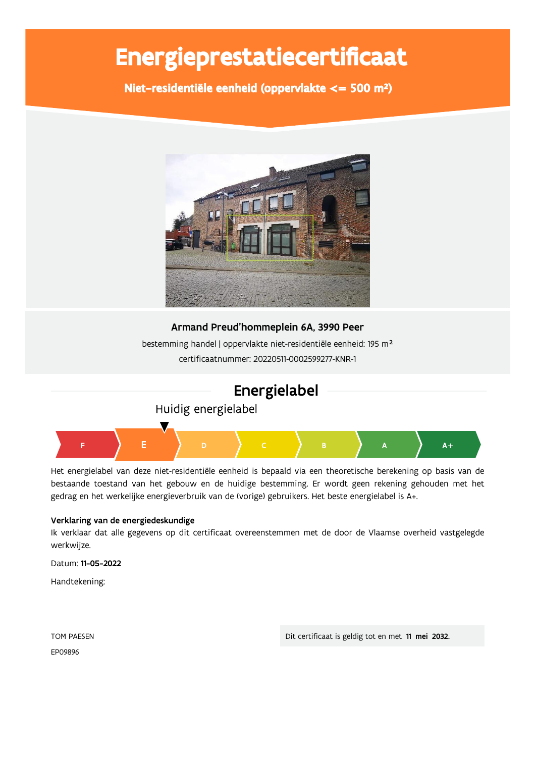# Energieprestatiecertificaat

## Niet-residentiële eenheid (oppervlakte <= 500 m²)

**Armand Preud'hommeplein 6A, 3990 Peer**

bestemming handel | oppervlakte niet-residentiële eenheid: 195 m²

certificaatnummer: 20220511-0002599277-KNR-1

## Energielabel

Huidig energielabel

F | **E** | D | C | B | A | A+

Het energielabel van deze niet-residentiële eenheid is bepaald via een theoretische berekening op basis van de bestaande toestand van het gebouw en de huidige bestemming. Er wordt geen rekening gehouden met het gedrag en het werkelijke energieverbruik van de (vorige) gebruikers. Het beste energielabel is A+.

**Verklaring van de energiedeskundige**

Ik verklaar dat alle gegevens op dit certificaat overeenstemmen met de door de Vlaamse overheid vastgelegde werkwijze.

Datum: **11-05-2022**

Handtekening:

TOM PAESEN

EP09896

Dit certificaat is geldig tot en met **11 mei 2032.**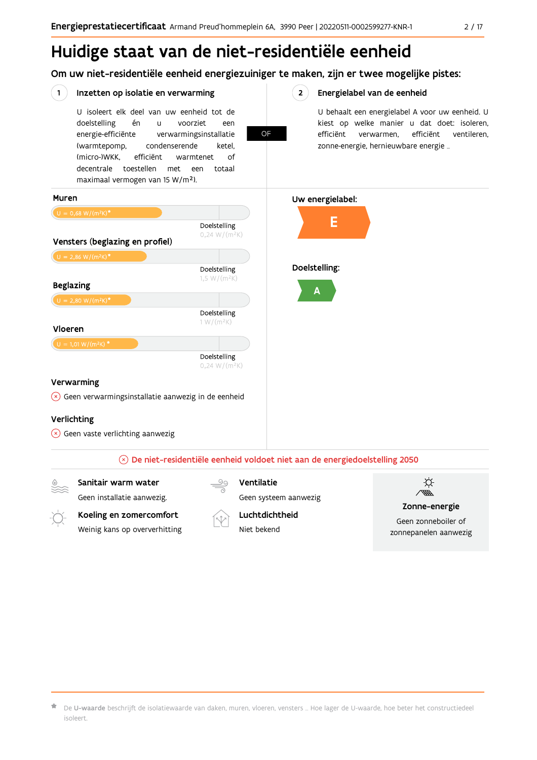# Huidige staat van de niet-residentiële eenheid

## Om uw niet-residentiële eenheid energiezuiniger te maken, zijn er twee mogelijke pistes:

### 1 Inzetten op isolatie en verwarming

U isoleert elk deel van uw eenheid tot de doelstelling én u voorziet een energie-efficiënte verwarmingsinstallatie (warmtepomp, condenserende ketel, (micro-)WKK, efficiënt warmtenet of decentrale toestellen met een totaal maximaal vermogen van 15 W/m²).

OF

### 2 Energielabel van de eenheid

U behaalt een energielabel A voor uw eenheid. U kiest op welke manier u dat doet: isoleren, efficiënt verwarmen, efficiënt ventileren, zonne-energie, hernieuwbare energie ...

**Muren**

U = 0,68 W/(m²K)*

Doelstelling 0,24 W/(m²K)

**Vensters (beglazing en profiel)**

U = 2,86 W/(m²K)*

Doelstelling 1,5 W/(m²K)

**Beglazing**

U = 2,80 W/(m²K)*

Doelstelling 1 W/(m²K)

**Vloeren**

U = 1,01 W/(m²K) *

Doelstelling 0,24 W/(m²K)

**Verwarming**

Geen verwarmingsinstallatie aanwezig in de eenheid

**Verlichting**

Geen vaste verlichting aanwezig

**Uw energielabel:** E

**Doelstelling:** A

De niet-residentiële eenheid voldoet niet aan de energiedoelstelling 2050

**Sanitair warm water**

Geen installatie aanwezig.

**Ventilatie**

Geen systeem aanwezig

**Koeling en zomercomfort**

Weinig kans op oververhitting

**Luchtdichtheid**

Niet bekend

**Zonne-energie**

Geen zonneboiler of zonnepanelen aanwezig

* De **U-waarde** beschrijft de isolatiewaarde van daken, muren, vloeren, vensters ... Hoe lager de U-waarde, hoe beter het constructiedeel isoleert.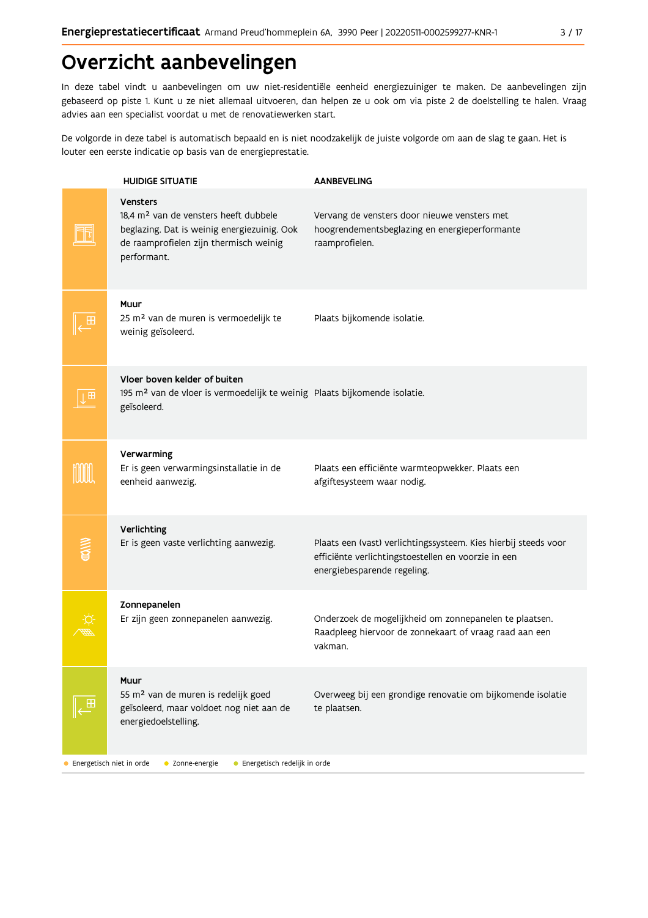# Overzicht aanbevelingen

In deze tabel vindt u aanbevelingen om uw niet-residentiële eenheid energiezuiniger te maken. De aanbevelingen zijn gebaseerd op piste 1. Kunt u ze niet allemaal uitvoeren, dan helpen ze u ook om via piste 2 de doelstelling te halen. Vraag advies aan een specialist voordat u met de renovatiewerken start.

De volgorde in deze tabel is automatisch bepaald en is niet noodzakelijk de juiste volgorde om aan de slag te gaan. Het is louter een eerste indicatie op basis van de energieprestatie.

| HUIDIGE SITUATIE | AANBEVELING |
|---|---|
| **Vensters**<br>18,4 m² van de vensters heeft dubbele beglazing. Dat is weinig energiezuinig. Ook de raamprofielen zijn thermisch weinig performant. | Vervang de vensters door nieuwe vensters met hoogrendementsbeglazing en energieperformante raamprofielen. |
| **Muur**<br>25 m² van de muren is vermoedelijk te weinig geïsoleerd. | Plaats bijkomende isolatie. |
| **Vloer boven kelder of buiten**<br>195 m² van de vloer is vermoedelijk te weinig geïsoleerd. | Plaats bijkomende isolatie. |
| **Verwarming**<br>Er is geen verwarmingsinstallatie in de eenheid aanwezig. | Plaats een efficiënte warmteopwekker. Plaats een afgiftesysteem waar nodig. |
| **Verlichting**<br>Er is geen vaste verlichting aanwezig. | Plaats een (vast) verlichtingssysteem. Kies hierbij steeds voor efficiënte verlichtingstoestellen en voorzie in een energiebesparende regeling. |
| **Zonnepanelen**<br>Er zijn geen zonnepanelen aanwezig. | Onderzoek de mogelijkheid om zonnepanelen te plaatsen. Raadpleeg hiervoor de zonnekaart of vraag raad aan een vakman. |
| **Muur**<br>55 m² van de muren is redelijk goed geïsoleerd, maar voldoet nog niet aan de energiedoelstelling. | Overweeg bij een grondige renovatie om bijkomende isolatie te plaatsen. |

● Energetisch niet in orde ● Zonne-energie ● Energetisch redelijk in orde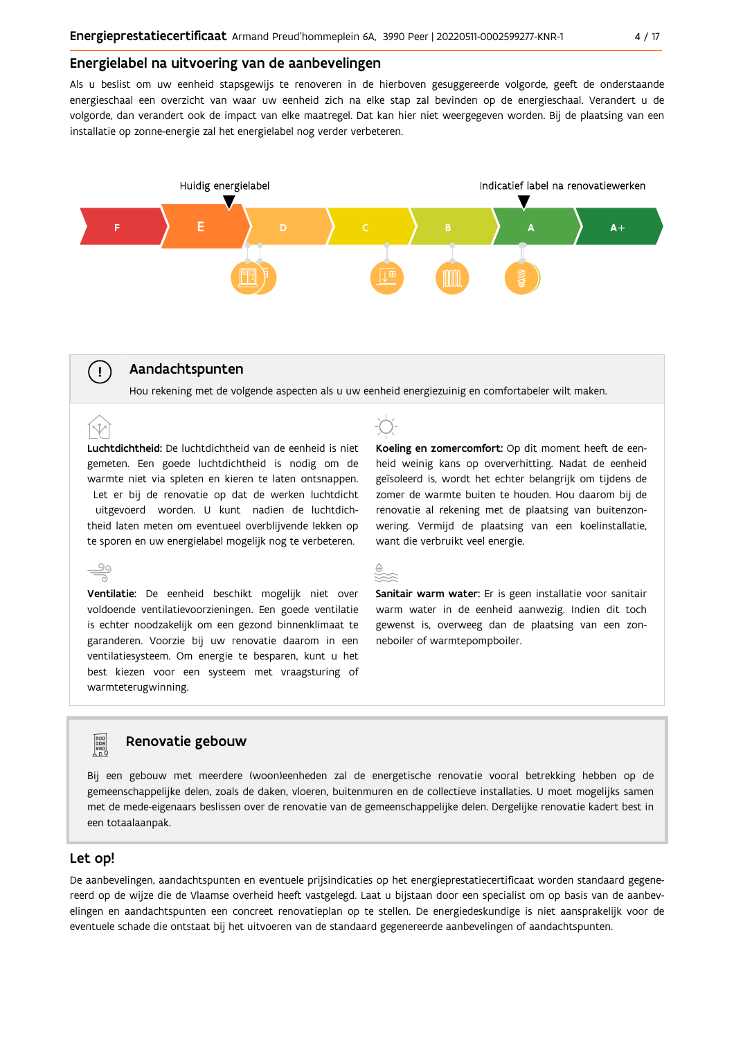## Energielabel na uitvoering van de aanbevelingen

Als u beslist om uw eenheid stapsgewijs te renoveren in de hierboven gesuggereerde volgorde, geeft de onderstaande energieschaal een overzicht van waar uw eenheid zich na elke stap zal bevinden op de energieschaal. Verandert u de volgorde, dan verandert ook de impact van elke maatregel. Dat kan hier niet weergegeven worden. Bij de plaatsing van een installatie op zonne-energie zal het energielabel nog verder verbeteren.

Huidig energielabel: E

Indicatief label na renovatiewerken: A

F | E | D | C | B | A | A+

## Aandachtspunten

Hou rekening met de volgende aspecten als u uw eenheid energiezuinig en comfortabeler wilt maken.

**Luchtdichtheid:** De luchtdichtheid van de eenheid is niet gemeten. Een goede luchtdichtheid is nodig om de warmte niet via spleten en kieren te laten ontsnappen. Let er bij de renovatie op dat de werken luchtdicht uitgevoerd worden. U kunt nadien de luchtdichtheid laten meten om eventueel overblijvende lekken op te sporen en uw energielabel mogelijk nog te verbeteren.

**Ventilatie:** De eenheid beschikt mogelijk niet over voldoende ventilatievoorzieningen. Een goede ventilatie is echter noodzakelijk om een gezond binnenklimaat te garanderen. Voorzie bij uw renovatie daarom in een ventilatiesysteem. Om energie te besparen, kunt u het best kiezen voor een systeem met vraagsturing of warmteterugwinning.

**Koeling en zomercomfort:** Op dit moment heeft de eenheid weinig kans op oververhitting. Nadat de eenheid geïsoleerd is, wordt het echter belangrijk om tijdens de zomer de warmte buiten te houden. Hou daarom bij de renovatie al rekening met de plaatsing van buitenzonwering. Vermijd de plaatsing van een koelinstallatie, want die verbruikt veel energie.

**Sanitair warm water:** Er is geen installatie voor sanitair warm water in de eenheid aanwezig. Indien dit toch gewenst is, overweeg dan de plaatsing van een zonneboiler of warmtepompboiler.

## Renovatie gebouw

Bij een gebouw met meerdere (woon)eenheden zal de energetische renovatie vooral betrekking hebben op de gemeenschappelijke delen, zoals de daken, vloeren, buitenmuren en de collectieve installaties. U moet mogelijks samen met de mede-eigenaars beslissen over de renovatie van de gemeenschappelijke delen. Dergelijke renovatie kadert best in een totaalaanpak.

## Let op!

De aanbevelingen, aandachtspunten en eventuele prijsindicaties op het energieprestatiecertificaat worden standaard gegenereerd op de wijze die de Vlaamse overheid heeft vastgelegd. Laat u bijstaan door een specialist om op basis van de aanbevelingen en aandachtspunten een concreet renovatieplan op te stellen. De energiedeskundige is niet aansprakelijk voor de eventuele schade die ontstaat bij het uitvoeren van de standaard gegenereerde aanbevelingen of aandachtspunten.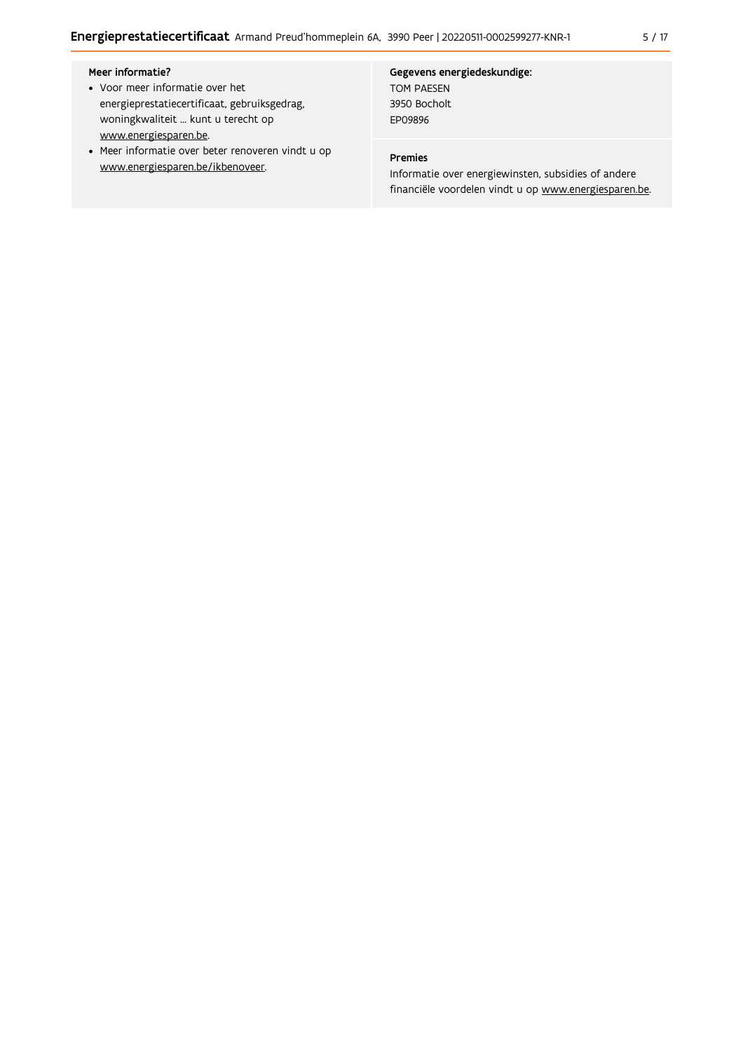**Meer informatie?**

- Voor meer informatie over het energieprestatiecertificaat, gebruiksgedrag, woningkwaliteit … kunt u terecht op www.energiesparen.be.
- Meer informatie over beter renoveren vindt u op www.energiesparen.be/ikbenoveer.

**Gegevens energiedeskundige:**

TOM PAESEN
3950 Bocholt
EP09896

**Premies**

Informatie over energiewinsten, subsidies of andere financiële voordelen vindt u op www.energiesparen.be.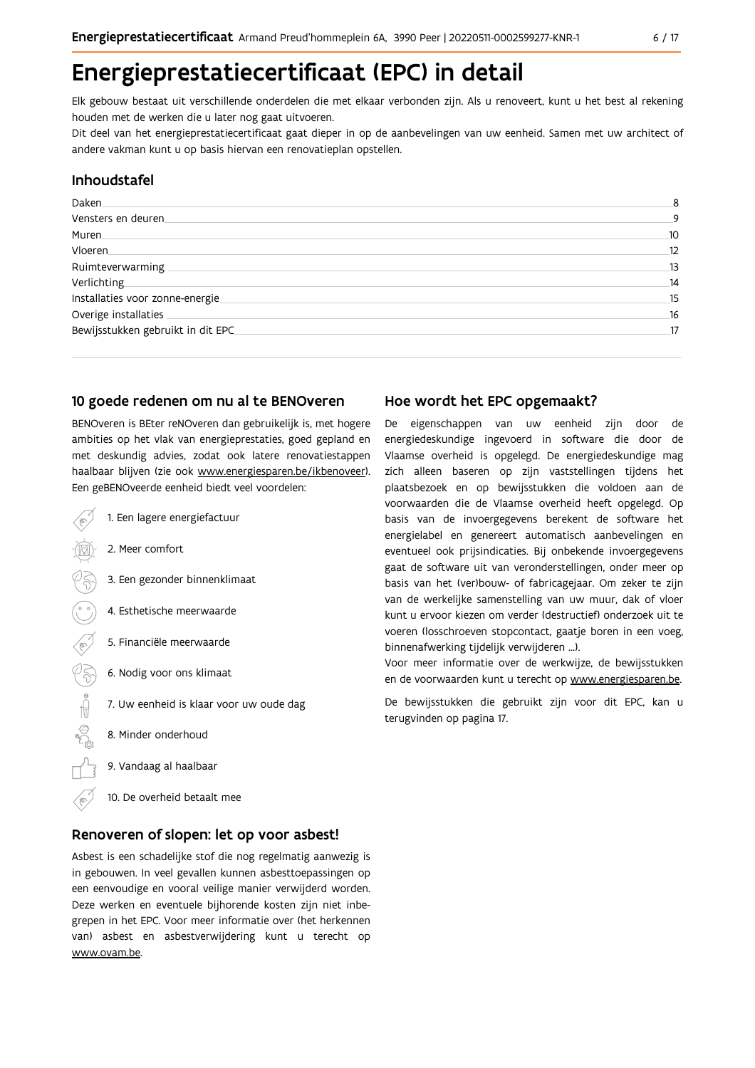# Energieprestatiecertificaat (EPC) in detail

Elk gebouw bestaat uit verschillende onderdelen die met elkaar verbonden zijn. Als u renoveert, kunt u het best al rekening houden met de werken die u later nog gaat uitvoeren.

Dit deel van het energieprestatiecertificaat gaat dieper in op de aanbevelingen van uw eenheid. Samen met uw architect of andere vakman kunt u op basis hiervan een renovatieplan opstellen.

## Inhoudstafel

| | |
|---|---|
| Daken | 8 |
| Vensters en deuren | 9 |
| Muren | 10 |
| Vloeren | 12 |
| Ruimteverwarming | 13 |
| Verlichting | 14 |
| Installaties voor zonne-energie | 15 |
| Overige installaties | 16 |
| Bewijsstukken gebruikt in dit EPC | 17 |

## 10 goede redenen om nu al te BENOveren

BENOveren is BEter reNOveren dan gebruikelijk is, met hogere ambities op het vlak van energieprestaties, goed gepland en met deskundig advies, zodat ook latere renovatiestappen haalbaar blijven (zie ook www.energiesparen.be/ikbenoveer). Een geBENOveerde eenheid biedt veel voordelen:

1. Een lagere energiefactuur
2. Meer comfort
3. Een gezonder binnenklimaat
4. Esthetische meerwaarde
5. Financiële meerwaarde
6. Nodig voor ons klimaat
7. Uw eenheid is klaar voor uw oude dag
8. Minder onderhoud
9. Vandaag al haalbaar
10. De overheid betaalt mee

## Renoveren of slopen: let op voor asbest!

Asbest is een schadelijke stof die nog regelmatig aanwezig is in gebouwen. In veel gevallen kunnen asbesttoepassingen op een eenvoudige en vooral veilige manier verwijderd worden. Deze werken en eventuele bijhorende kosten zijn niet inbegrepen in het EPC. Voor meer informatie over (het herkennen van) asbest en asbestverwijdering kunt u terecht op www.ovam.be.

## Hoe wordt het EPC opgemaakt?

De eigenschappen van uw eenheid zijn door de energiedeskundige ingevoerd in software die door de Vlaamse overheid is opgelegd. De energiedeskundige mag zich alleen baseren op zijn vaststellingen tijdens het plaatsbezoek en op bewijsstukken die voldoen aan de voorwaarden die de Vlaamse overheid heeft opgelegd. Op basis van de invoergegevens berekent de software het energielabel en genereert automatisch aanbevelingen en eventueel ook prijsindicaties. Bij onbekende invoergegevens gaat de software uit van veronderstellingen, onder meer op basis van het (ver)bouw- of fabricagejaar. Om zeker te zijn van de werkelijke samenstelling van uw muur, dak of vloer kunt u ervoor kiezen om verder (destructief) onderzoek uit te voeren (losschroeven stopcontact, gaatje boren in een voeg, binnenafwerking tijdelijk verwijderen ...).

Voor meer informatie over de werkwijze, de bewijsstukken en de voorwaarden kunt u terecht op www.energiesparen.be.

De bewijsstukken die gebruikt zijn voor dit EPC, kan u terugvinden op pagina 17.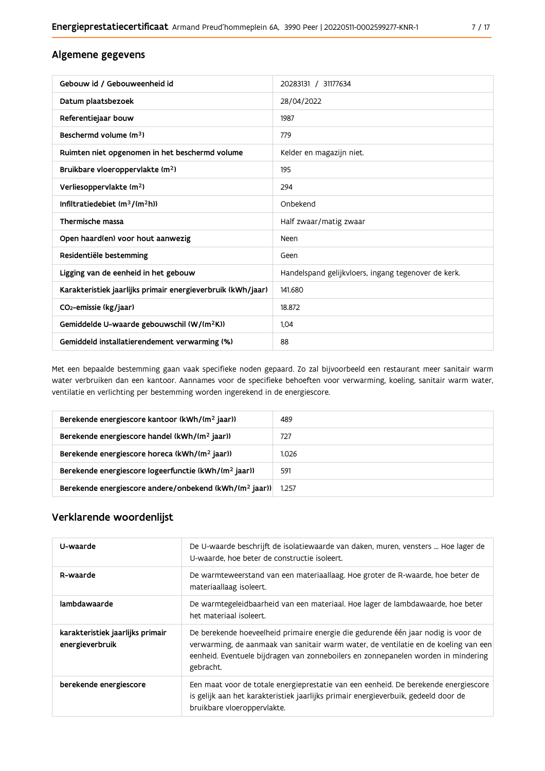## Algemene gegevens

| Gebouw id / Gebouweenheid id | 20283131 / 31177634 |
|---|---|
| Datum plaatsbezoek | 28/04/2022 |
| Referentiejaar bouw | 1987 |
| Beschermd volume ($m^3$) | 779 |
| Ruimten niet opgenomen in het beschermd volume | Kelder en magazijn niet. |
| Bruikbare vloeroppervlakte ($m^2$) | 195 |
| Verliesoppervlakte ($m^2$) | 294 |
| Infiltratiedebiet ($m^3/(m^2h)$) | Onbekend |
| Thermische massa | Half zwaar/matig zwaar |
| Open haard(en) voor hout aanwezig | Neen |
| Residentiële bestemming | Geen |
| Ligging van de eenheid in het gebouw | Handelspand gelijkvloers, ingang tegenover de kerk. |
| Karakteristiek jaarlijks primair energieverbruik (kWh/jaar) | 141.680 |
| $CO_2$-emissie (kg/jaar) | 18.872 |
| Gemiddelde U-waarde gebouwschil ($W/(m^2K)$) | 1,04 |
| Gemiddeld installatierendement verwarming (%) | 88 |

Met een bepaalde bestemming gaan vaak specifieke noden gepaard. Zo zal bijvoorbeeld een restaurant meer sanitair warm water verbruiken dan een kantoor. Aannames voor de specifieke behoeften voor verwarming, koeling, sanitair warm water, ventilatie en verlichting per bestemming worden ingerekend in de energiescore.

| Berekende energiescore kantoor ($kWh/(m^2$ jaar)) | 489 |
|---|---|
| Berekende energiescore handel ($kWh/(m^2$ jaar)) | 727 |
| Berekende energiescore horeca ($kWh/(m^2$ jaar)) | 1.026 |
| Berekende energiescore logeerfunctie ($kWh/(m^2$ jaar)) | 591 |
| Berekende energiescore andere/onbekend ($kWh/(m^2$ jaar)) | 1.257 |

## Verklarende woordenlijst

| U-waarde | De U-waarde beschrijft de isolatiewaarde van daken, muren, vensters ... Hoe lager de U-waarde, hoe beter de constructie isoleert. |
|---|---|
| R-waarde | De warmteweerstand van een materiaallaag. Hoe groter de R-waarde, hoe beter de materiaallaag isoleert. |
| lambdawaarde | De warmtegeleidbaarheid van een materiaal. Hoe lager de lambdawaarde, hoe beter het materiaal isoleert. |
| karakteristiek jaarlijks primair energieverbruik | De berekende hoeveelheid primaire energie die gedurende één jaar nodig is voor de verwarming, de aanmaak van sanitair warm water, de ventilatie en de koeling van een eenheid. Eventuele bijdragen van zonneboilers en zonnepanelen worden in mindering gebracht. |
| berekende energiescore | Een maat voor de totale energieprestatie van een eenheid. De berekende energiescore is gelijk aan het karakteristiek jaarlijks primair energieverbuik, gedeeld door de bruikbare vloeroppervlakte. |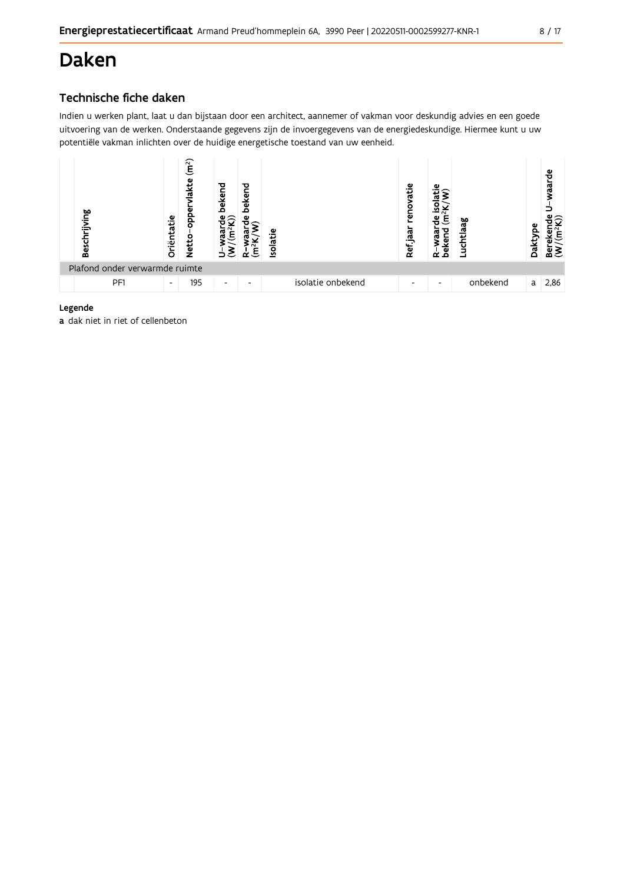# Daken

## Technische fiche daken

Indien u werken plant, laat u dan bijstaan door een architect, aannemer of vakman voor deskundig advies en een goede uitvoering van de werken. Onderstaande gegevens zijn de invoergegevens van de energiedeskundige. Hiermee kunt u uw potentiële vakman inlichten over de huidige energetische toestand van uw eenheid.

| Beschrijving | Oriëntatie | Netto-oppervlakte ($m^2$) | U-waarde bekend ($W/(m^2K)$) | R-waarde bekend ($m^2K/W$) | Isolatie | Ref.jaar renovatie | R-waarde isolatie bekend ($m^2K/W$) | Luchtlaag | Daktype | Berekende U-waarde ($W/(m^2K)$) |
|---|---|---|---|---|---|---|---|---|---|---|
| Plafond onder verwarmde ruimte | | | | | | | | | | |
| PF1 | - | 195 | - | - | isolatie onbekend | - | - | onbekend | a | 2,86 |

**Legende**

**a** dak niet in riet of cellenbeton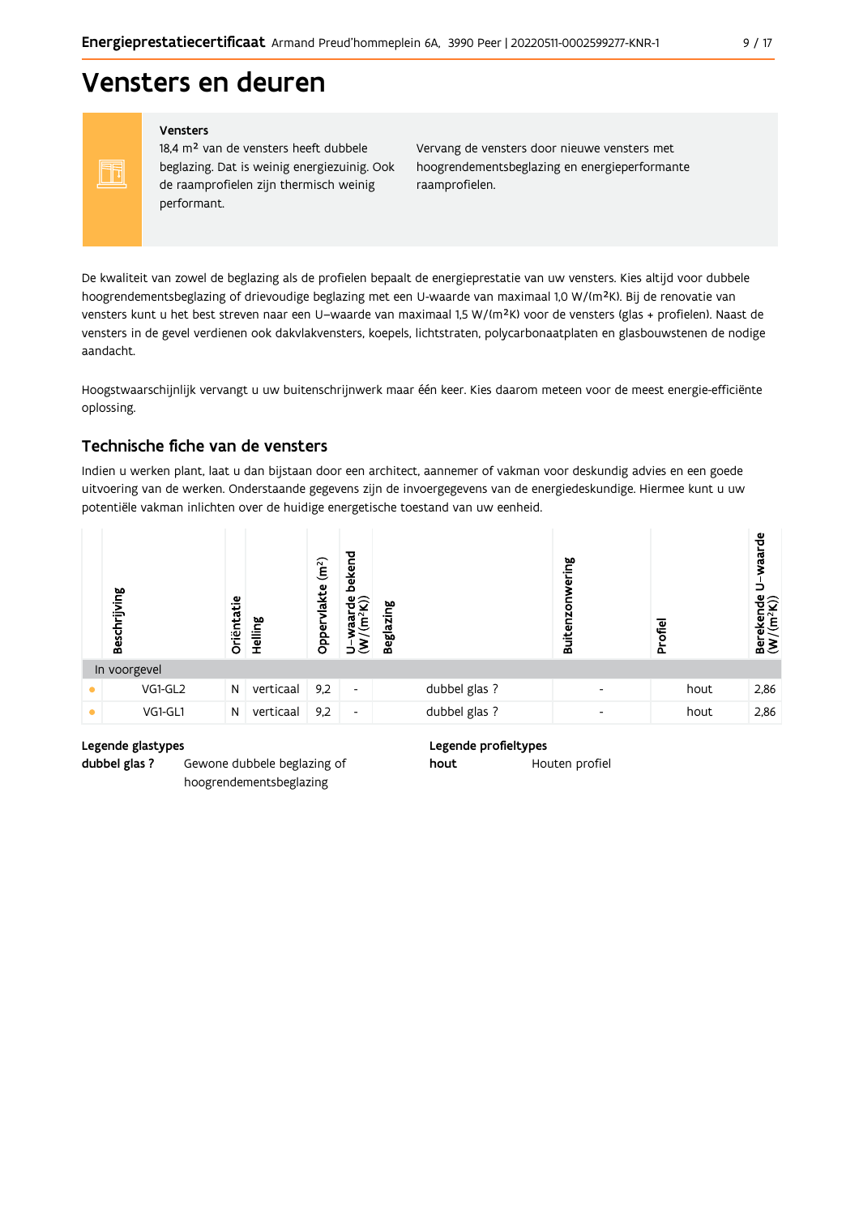# Vensters en deuren

**Vensters**

18,4 m² van de vensters heeft dubbele beglazing. Dat is weinig energiezuinig. Ook de raamprofielen zijn thermisch weinig performant.

Vervang de vensters door nieuwe vensters met hoogrendementsbeglazing en energieperformante raamprofielen.

De kwaliteit van zowel de beglazing als de profielen bepaalt de energieprestatie van uw vensters. Kies altijd voor dubbele hoogrendementsbeglazing of drievoudige beglazing met een U-waarde van maximaal 1,0 W/(m²K). Bij de renovatie van vensters kunt u het best streven naar een U–waarde van maximaal 1,5 W/(m²K) voor de vensters (glas + profielen). Naast de vensters in de gevel verdienen ook dakvlakvensters, koepels, lichtstraten, polycarbonaatplaten en glasbouwstenen de nodige aandacht.

Hoogstwaarschijnlijk vervangt u uw buitenschrijnwerk maar één keer. Kies daarom meteen voor de meest energie-efficiënte oplossing.

## Technische fiche van de vensters

Indien u werken plant, laat u dan bijstaan door een architect, aannemer of vakman voor deskundig advies en een goede uitvoering van de werken. Onderstaande gegevens zijn de invoergegevens van de energiedeskundige. Hiermee kunt u uw potentiële vakman inlichten over de huidige energetische toestand van uw eenheid.

| | Beschrijving | Oriëntatie | Helling | Oppervlakte (m²) | U–waarde bekend (W/(m²K)) | Beglazing | Buitenzonwering | Profiel | Berekende U–waarde (W/(m²K)) |
|---|---|---|---|---|---|---|---|---|---|
| In voorgevel | | | | | | | | | |
| • | VG1-GL2 | N | verticaal | 9,2 | - | dubbel glas ? | - | hout | 2,86 |
| • | VG1-GL1 | N | verticaal | 9,2 | - | dubbel glas ? | - | hout | 2,86 |

**Legende glastypes**

**dubbel glas ?** Gewone dubbele beglazing of hoogrendementsbeglazing

**Legende profieltypes**

**hout** Houten profiel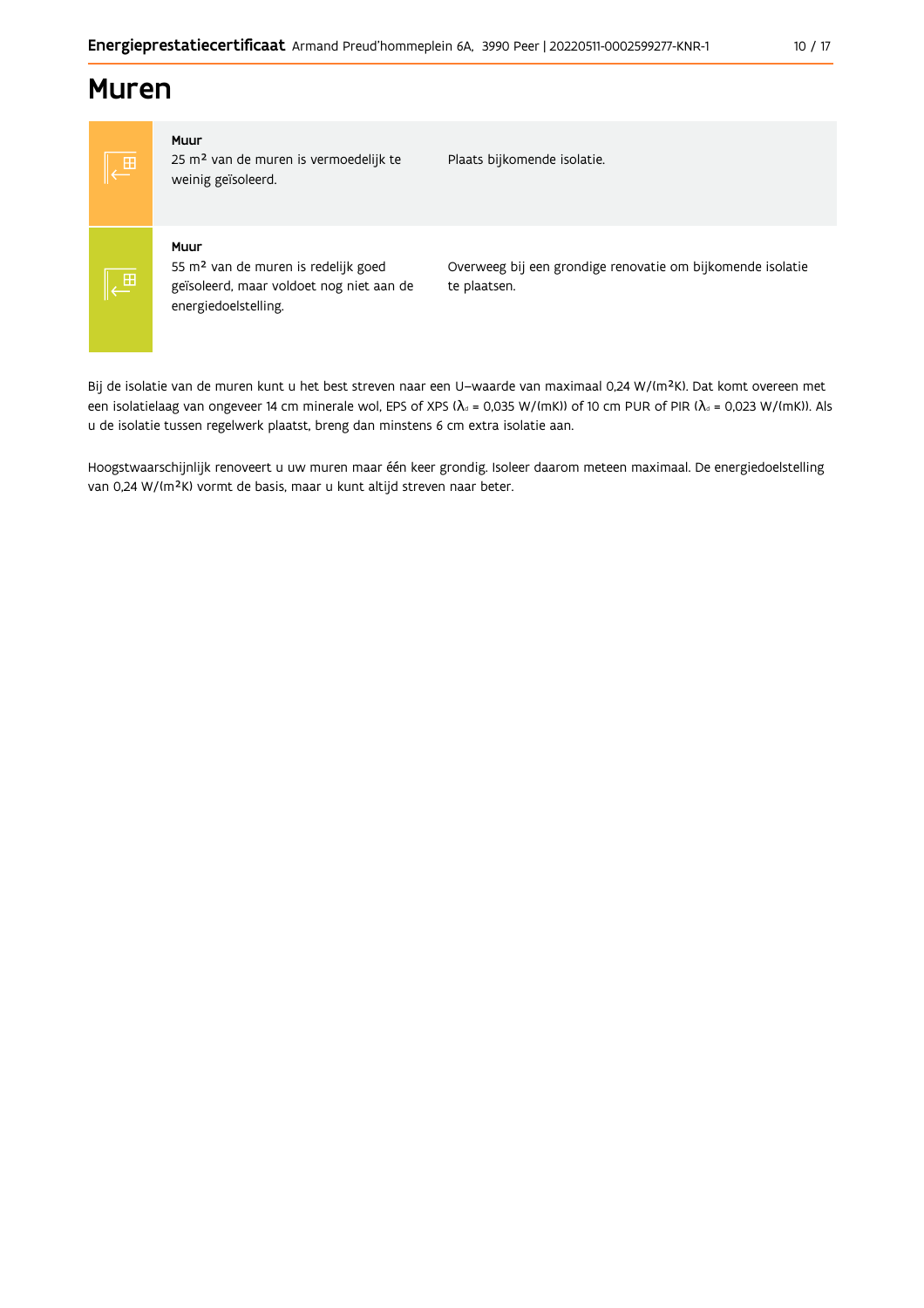# Muren

| | | |
|---|---|---|
| | **Muur**<br>25 m² van de muren is vermoedelijk te weinig geïsoleerd. | Plaats bijkomende isolatie. |
| | **Muur**<br>55 m² van de muren is redelijk goed geïsoleerd, maar voldoet nog niet aan de energiedoelstelling. | Overweeg bij een grondige renovatie om bijkomende isolatie te plaatsen. |

Bij de isolatie van de muren kunt u het best streven naar een U–waarde van maximaal 0,24 W/(m²K). Dat komt overeen met een isolatielaag van ongeveer 14 cm minerale wol, EPS of XPS ($\lambda_d$ = 0,035 W/(mK)) of 10 cm PUR of PIR ($\lambda_d$ = 0,023 W/(mK)). Als u de isolatie tussen regelwerk plaatst, breng dan minstens 6 cm extra isolatie aan.

Hoogstwaarschijnlijk renoveert u uw muren maar één keer grondig. Isoleer daarom meteen maximaal. De energiedoelstelling van 0,24 W/(m²K) vormt de basis, maar u kunt altijd streven naar beter.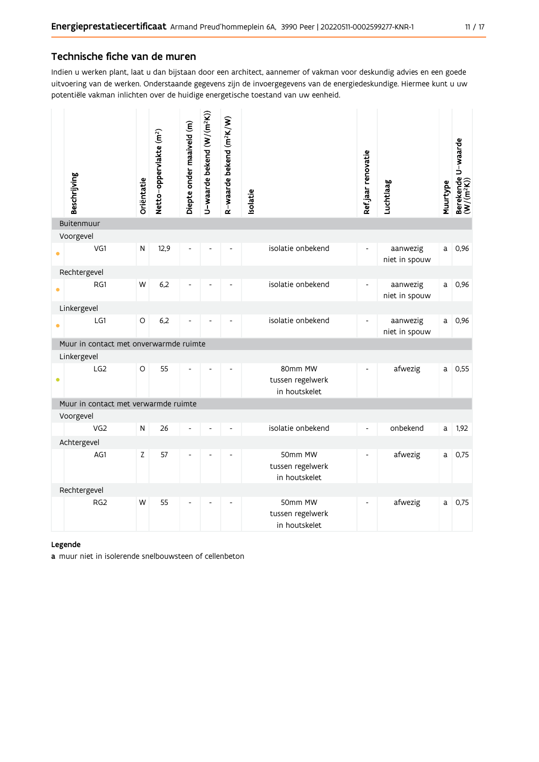## Technische fiche van de muren

Indien u werken plant, laat u dan bijstaan door een architect, aannemer of vakman voor deskundig advies en een goede uitvoering van de werken. Onderstaande gegevens zijn de invoergegevens van de energiedeskundige. Hiermee kunt u uw potentiële vakman inlichten over de huidige energetische toestand van uw eenheid.

| | Beschrijving | Oriëntatie | Netto-oppervlakte ($m^2$) | Diepte onder maaiveld (m) | U-waarde bekend ($W/(m^2K)$) | R-waarde bekend ($m^2K/W$) | Isolatie | Ref.jaar renovatie | Luchtlaag | Muurtype | Berekende U-waarde ($W/(m^2K)$) |
|---|---|---|---|---|---|---|---|---|---|---|---|
| **Buitenmuur** | | | | | | | | | | | |
| Voorgevel | | | | | | | | | | | |
| • | VG1 | N | 12,9 | - | - | - | isolatie onbekend | - | aanwezig niet in spouw | a | 0,96 |
| Rechtergevel | | | | | | | | | | | |
| • | RG1 | W | 6,2 | - | - | - | isolatie onbekend | - | aanwezig niet in spouw | a | 0,96 |
| Linkergevel | | | | | | | | | | | |
| • | LG1 | O | 6,2 | - | - | - | isolatie onbekend | - | aanwezig niet in spouw | a | 0,96 |
| **Muur in contact met onverwarmde ruimte** | | | | | | | | | | | |
| Linkergevel | | | | | | | | | | | |
| • | LG2 | O | 55 | - | - | - | 80mm MW tussen regelwerk in houtskelet | - | afwezig | a | 0,55 |
| **Muur in contact met verwarmde ruimte** | | | | | | | | | | | |
| Voorgevel | | | | | | | | | | | |
| | VG2 | N | 26 | - | - | - | isolatie onbekend | - | onbekend | a | 1,92 |
| Achtergevel | | | | | | | | | | | |
| | AG1 | Z | 57 | - | - | - | 50mm MW tussen regelwerk in houtskelet | - | afwezig | a | 0,75 |
| Rechtergevel | | | | | | | | | | | |
| | RG2 | W | 55 | - | - | - | 50mm MW tussen regelwerk in houtskelet | - | afwezig | a | 0,75 |

**Legende**

**a** muur niet in isolerende snelbouwsteen of cellenbeton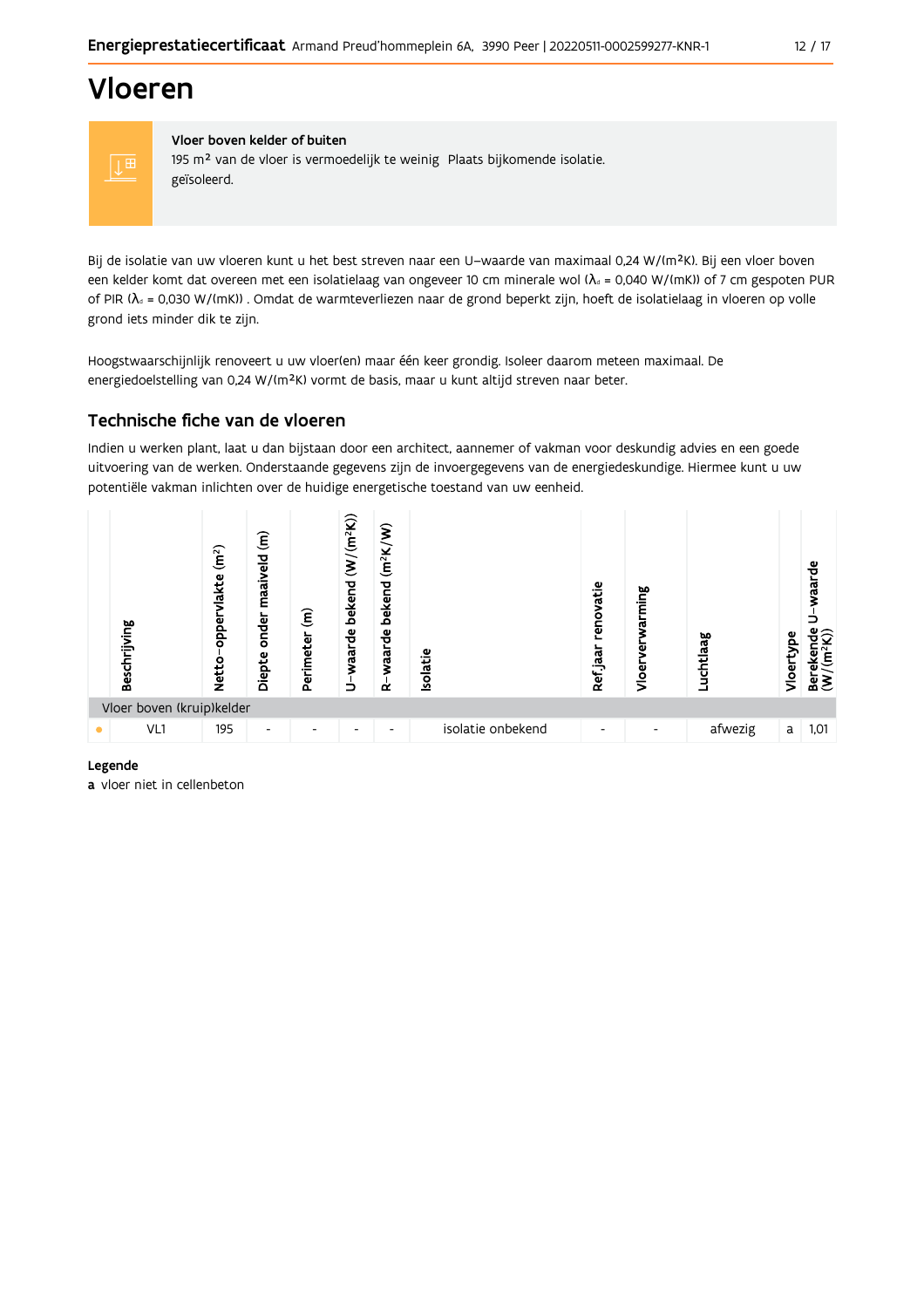# Vloeren

**Vloer boven kelder of buiten**
195 m² van de vloer is vermoedelijk te weinig geïsoleerd. Plaats bijkomende isolatie.

Bij de isolatie van uw vloeren kunt u het best streven naar een U-waarde van maximaal 0,24 W/(m²K). Bij een vloer boven een kelder komt dat overeen met een isolatielaag van ongeveer 10 cm minerale wol ($\lambda_d$ = 0,040 W/(mK)) of 7 cm gespoten PUR of PIR ($\lambda_d$ = 0,030 W/(mK)) . Omdat de warmteverliezen naar de grond beperkt zijn, hoeft de isolatielaag in vloeren op volle grond iets minder dik te zijn.

Hoogstwaarschijnlijk renoveert u uw vloer(en) maar één keer grondig. Isoleer daarom meteen maximaal. De energiedoelstelling van 0,24 W/(m²K) vormt de basis, maar u kunt altijd streven naar beter.

## Technische fiche van de vloeren

Indien u werken plant, laat u dan bijstaan door een architect, aannemer of vakman voor deskundig advies en een goede uitvoering van de werken. Onderstaande gegevens zijn de invoergegevens van de energiedeskundige. Hiermee kunt u uw potentiële vakman inlichten over de huidige energetische toestand van uw eenheid.

| | Beschrijving | Netto-oppervlakte (m²) | Diepte onder maaiveld (m) | Perimeter (m) | U-waarde bekend (W/(m²K)) | R-waarde bekend (m²K/W) | Isolatie | Refjaar renovatie | Vloerverwarming | Luchtlaag | Vloertype | Berekende U-waarde (W/(m²K)) |
|---|---|---|---|---|---|---|---|---|---|---|---|---|
| Vloer boven (kruip)kelder | | | | | | | | | | | | |
| • | VL1 | 195 | - | - | - | - | isolatie onbekend | - | - | afwezig | a | 1,01 |

**Legende**
**a** vloer niet in cellenbeton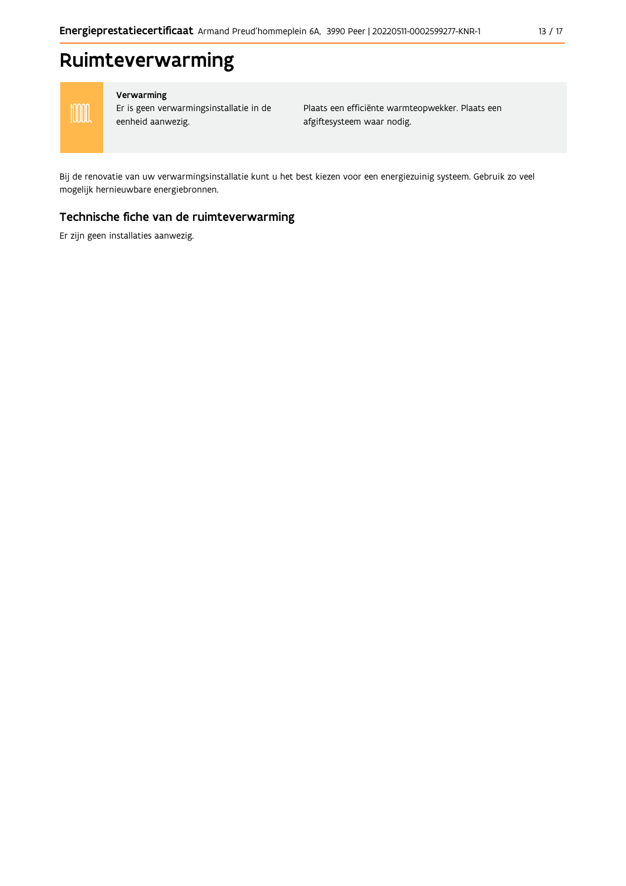# Ruimteverwarming

| Verwarming | |
|---|---|
| Er is geen verwarmingsinstallatie in de eenheid aanwezig. | Plaats een efficiënte warmteopwekker. Plaats een afgiftesysteem waar nodig. |

Bij de renovatie van uw verwarmingsinstallatie kunt u het best kiezen voor een energiezuinig systeem. Gebruik zo veel mogelijk hernieuwbare energiebronnen.

## Technische fiche van de ruimteverwarming

Er zijn geen installaties aanwezig.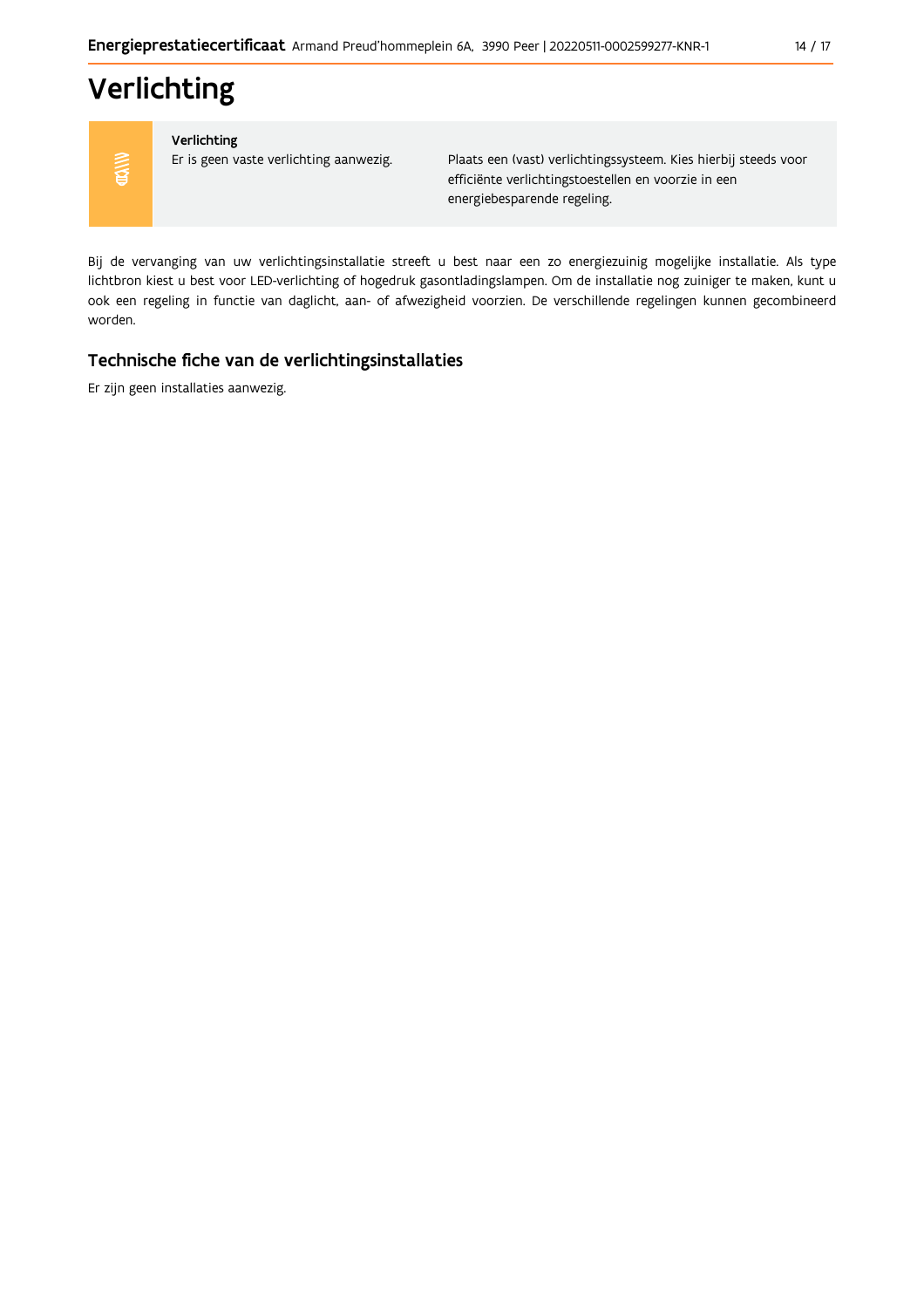# Verlichting

| Verlichting | |
|---|---|
| Er is geen vaste verlichting aanwezig. | Plaats een (vast) verlichtingssysteem. Kies hierbij steeds voor efficiënte verlichtingstoestellen en voorzie in een energiebesparende regeling. |

Bij de vervanging van uw verlichtingsinstallatie streeft u best naar een zo energiezuinig mogelijke installatie. Als type lichtbron kiest u best voor LED-verlichting of hogedruk gasontladingslampen. Om de installatie nog zuiniger te maken, kunt u ook een regeling in functie van daglicht, aan- of afwezigheid voorzien. De verschillende regelingen kunnen gecombineerd worden.

## Technische fiche van de verlichtingsinstallaties

Er zijn geen installaties aanwezig.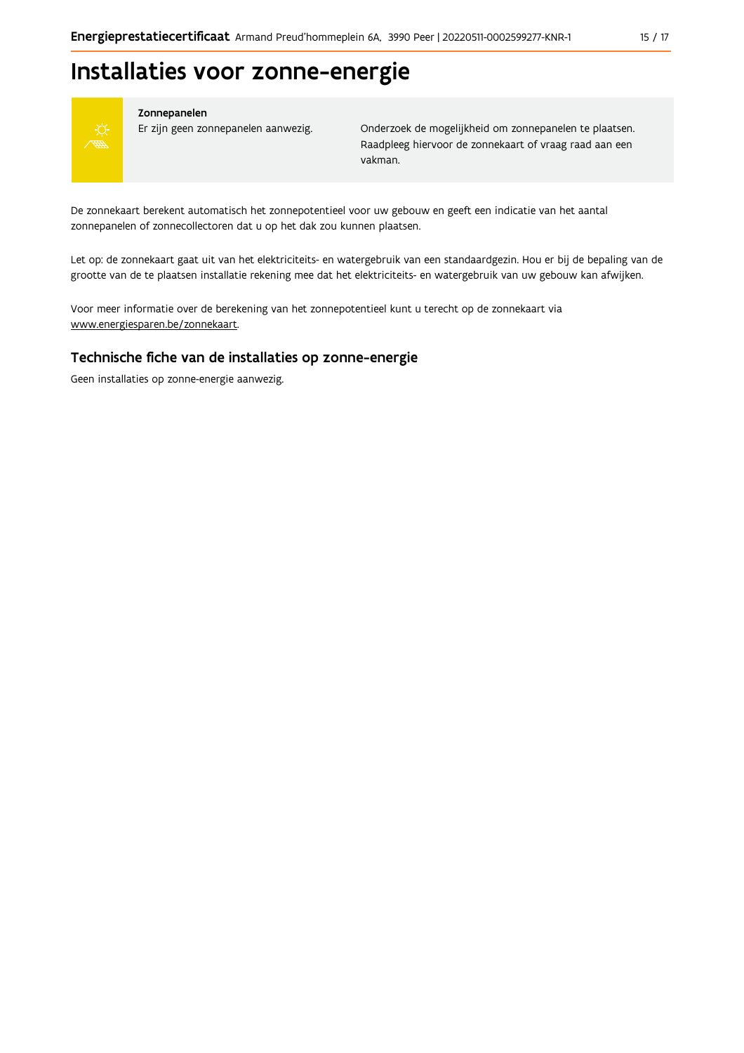# Installaties voor zonne-energie

**Zonnepanelen**

Er zijn geen zonnepanelen aanwezig.

Onderzoek de mogelijkheid om zonnepanelen te plaatsen. Raadpleeg hiervoor de zonnekaart of vraag raad aan een vakman.

De zonnekaart berekent automatisch het zonnepotentieel voor uw gebouw en geeft een indicatie van het aantal zonnepanelen of zonnecollectoren dat u op het dak zou kunnen plaatsen.

Let op: de zonnekaart gaat uit van het elektriciteits- en watergebruik van een standaardgezin. Hou er bij de bepaling van de grootte van de te plaatsen installatie rekening mee dat het elektriciteits- en watergebruik van uw gebouw kan afwijken.

Voor meer informatie over de berekening van het zonnepotentieel kunt u terecht op de zonnekaart via www.energiesparen.be/zonnekaart.

## Technische fiche van de installaties op zonne-energie

Geen installaties op zonne-energie aanwezig.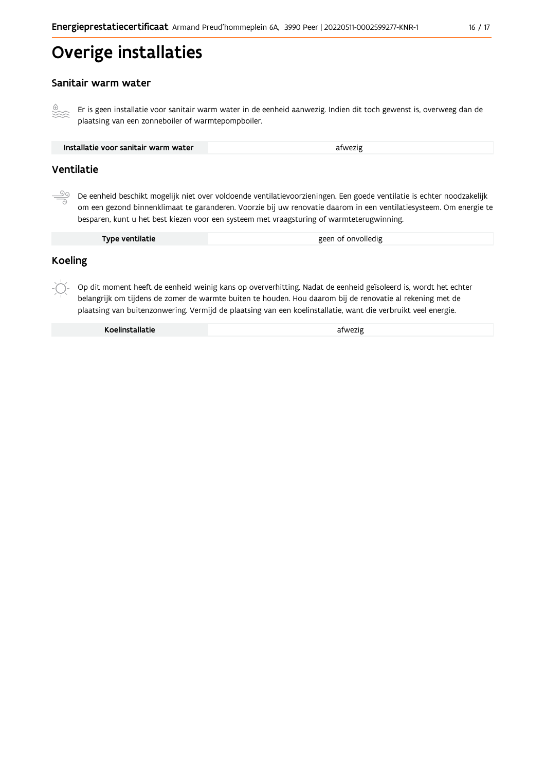# Overige installaties

## Sanitair warm water

Er is geen installatie voor sanitair warm water in de eenheid aanwezig. Indien dit toch gewenst is, overweeg dan de plaatsing van een zonneboiler of warmtepompboiler.

| Installatie voor sanitair warm water | afwezig |
| --- | --- |

## Ventilatie

De eenheid beschikt mogelijk niet over voldoende ventilatievoorzieningen. Een goede ventilatie is echter noodzakelijk om een gezond binnenklimaat te garanderen. Voorzie bij uw renovatie daarom in een ventilatiesysteem. Om energie te besparen, kunt u het best kiezen voor een systeem met vraagsturing of warmteterugwinning.

| Type ventilatie | geen of onvolledig |
| --- | --- |

## Koeling

Op dit moment heeft de eenheid weinig kans op oververhitting. Nadat de eenheid geïsoleerd is, wordt het echter belangrijk om tijdens de zomer de warmte buiten te houden. Hou daarom bij de renovatie al rekening met de plaatsing van buitenzonwering. Vermijd de plaatsing van een koelinstallatie, want die verbruikt veel energie.

| Koelinstallatie | afwezig |
| --- | --- |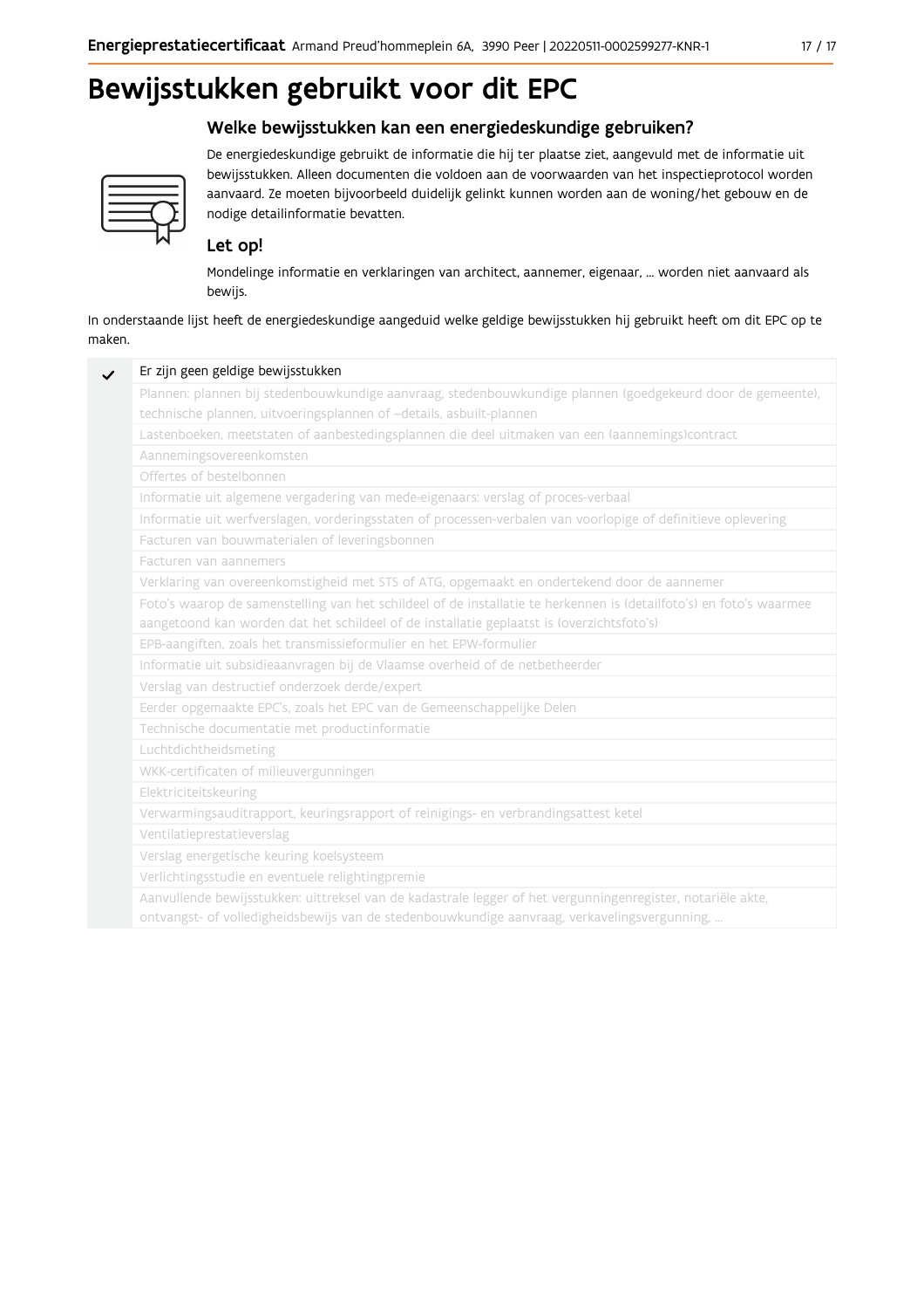# Bewijsstukken gebruikt voor dit EPC

## Welke bewijsstukken kan een energiedeskundige gebruiken?

De energiedeskundige gebruikt de informatie die hij ter plaatse ziet, aangevuld met de informatie uit bewijsstukken. Alleen documenten die voldoen aan de voorwaarden van het inspectieprotocol worden aanvaard. Ze moeten bijvoorbeeld duidelijk gelinkt kunnen worden aan de woning/het gebouw en de nodige detailinformatie bevatten.

### Let op!

Mondelinge informatie en verklaringen van architect, aannemer, eigenaar, ... worden niet aanvaard als bewijs.

In onderstaande lijst heeft de energiedeskundige aangeduid welke geldige bewijsstukken hij gebruikt heeft om dit EPC op te maken.

| | |
|---|---|
| ✓ | Er zijn geen geldige bewijsstukken |
| | Plannen: plannen bij stedenbouwkundige aanvraag, stedenbouwkundige plannen (goedgekeurd door de gemeente), technische plannen, uitvoeringsplannen of –details, asbuilt-plannen |
| | Lastenboeken, meetstaten of aanbestedingsplannen die deel uitmaken van een (aannemings)contract |
| | Aannemingsovereenkomsten |
| | Offertes of bestelbonnen |
| | Informatie uit algemene vergadering van mede-eigenaars: verslag of proces-verbaal |
| | Informatie uit werfverslagen, vorderingsstaten of processen-verbalen van voorlopige of definitieve oplevering |
| | Facturen van bouwmaterialen of leveringsbonnen |
| | Facturen van aannemers |
| | Verklaring van overeenkomstigheid met STS of ATG, opgemaakt en ondertekend door de aannemer |
| | Foto's waarop de samenstelling van het schildeel of de installatie te herkennen is (detailfoto's) en foto's waarmee aangetoond kan worden dat het schildeel of de installatie geplaatst is (overzichtsfoto's) |
| | EPB-aangiften, zoals het transmissieformulier en het EPW-formulier |
| | Informatie uit subsidieaanvragen bij de Vlaamse overheid of de netbetheerder |
| | Verslag van destructief onderzoek derde/expert |
| | Eerder opgemaakte EPC's, zoals het EPC van de Gemeenschappelijke Delen |
| | Technische documentatie met productinformatie |
| | Luchtdichtheidsmeting |
| | WKK-certificaten of milieuvergunningen |
| | Elektriciteitskeuring |
| | Verwarmingsauditrapport, keuringsrapport of reinigings- en verbrandingsattest ketel |
| | Ventilatieprestatieverslag |
| | Verslag energetische keuring koelsysteem |
| | Verlichtingsstudie en eventuele relightingpremie |
| | Aanvullende bewijsstukken: uittreksel van de kadastrale legger of het vergunningenregister, notariële akte, ontvangst- of volledigheidsbewijs van de stedenbouwkundige aanvraag, verkavelingsvergunning, ... |